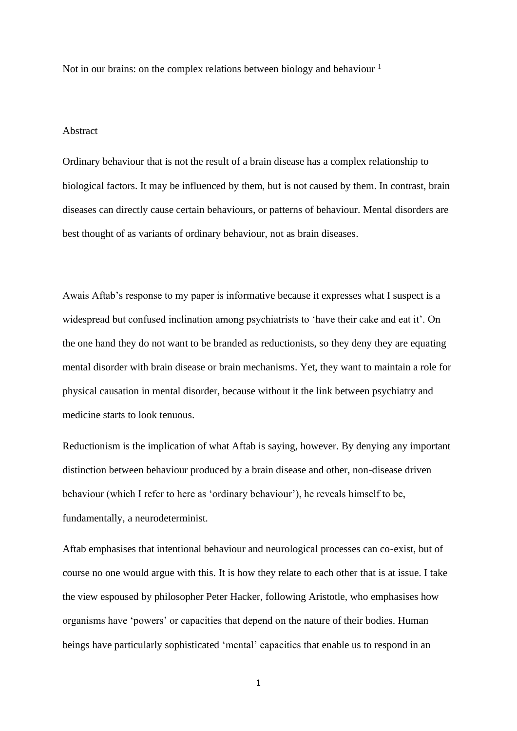# Not in our brains: on the complex relations between biology and behaviour [1]

## Abstract

Ordinary behaviour that is not the result of a brain disease has a complex relationship to biological factors. It may be influenced by them, but is not caused by them. In contrast, brain diseases can directly cause certain behaviours, or patterns of behaviour. Mental disorders are best thought of as variants of ordinary behaviour, not as brain diseases.

Awais Aftab's response to my paper is informative because it expresses what I suspect is a widespread but confused inclination among psychiatrists to 'have their cake and eat it'. On the one hand they do not want to be branded as reductionists, so they deny they are equating mental disorder with brain disease or brain mechanisms. Yet, they want to maintain a role for physical causation in mental disorder, because without it the link between psychiatry and medicine starts to look tenuous.

Reductionism is the implication of what Aftab is saying, however. By denying any important distinction between behaviour produced by a brain disease and other, non-disease driven behaviour (which I refer to here as 'ordinary behaviour'), he reveals himself to be, fundamentally, a neurodeterminist.

Aftab emphasises that intentional behaviour and neurological processes can co-exist, but of course no one would argue with this. It is how they relate to each other that is at issue. I take the view espoused by philosopher Peter Hacker, following Aristotle, who emphasises how organisms have 'powers' or capacities that depend on the nature of their bodies. Human beings have particularly sophisticated 'mental' capacities that enable us to respond in an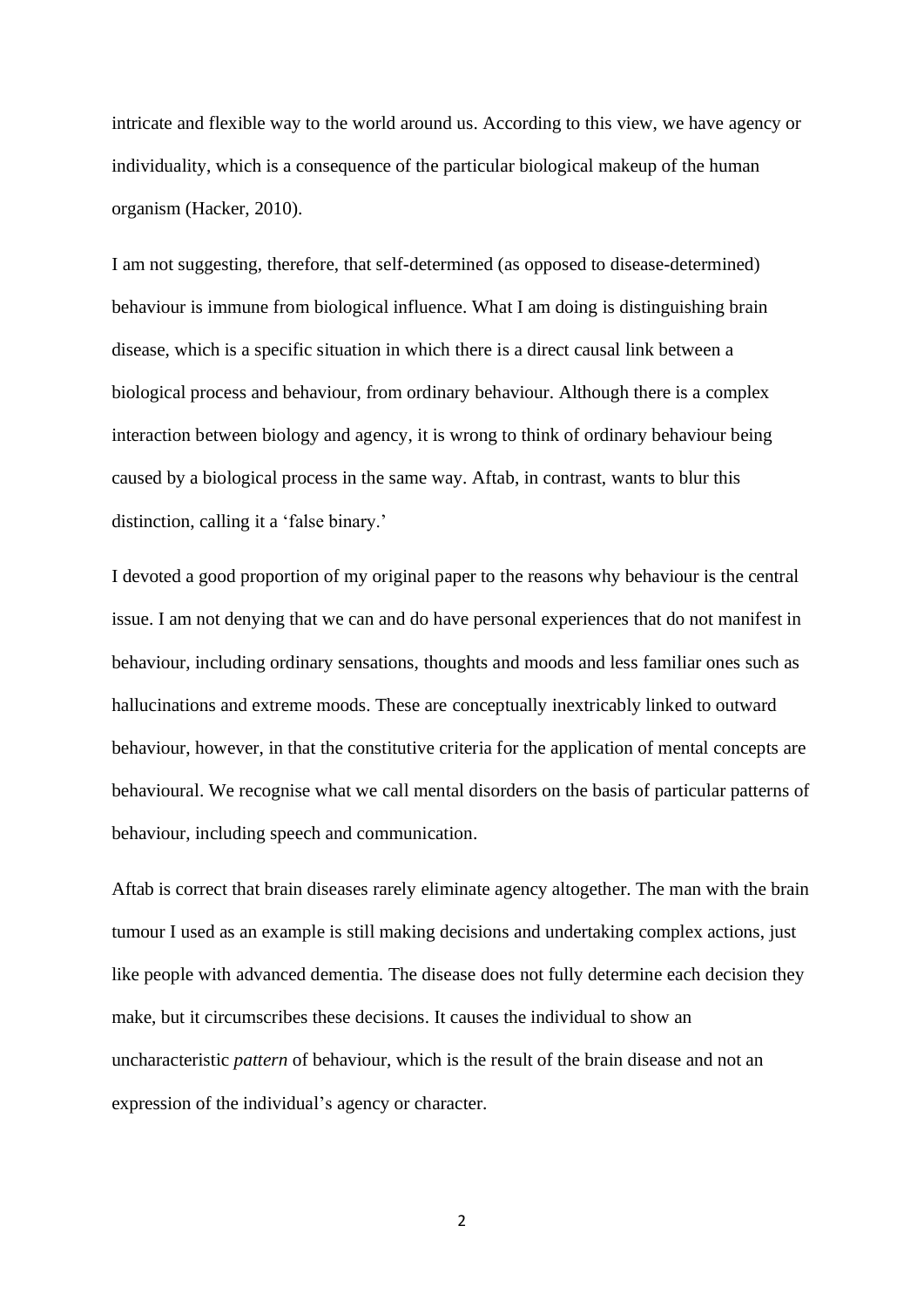intricate and flexible way to the world around us. According to this view, we have agency or individuality, which is a consequence of the particular biological makeup of the human organism (Hacker, 2010).

I am not suggesting, therefore, that self-determined (as opposed to disease-determined) behaviour is immune from biological influence. What I am doing is distinguishing brain disease, which is a specific situation in which there is a direct causal link between a biological process and behaviour, from ordinary behaviour. Although there is a complex interaction between biology and agency, it is wrong to think of ordinary behaviour being caused by a biological process in the same way. Aftab, in contrast, wants to blur this distinction, calling it a 'false binary.'

I devoted a good proportion of my original paper to the reasons why behaviour is the central issue. I am not denying that we can and do have personal experiences that do not manifest in behaviour, including ordinary sensations, thoughts and moods and less familiar ones such as hallucinations and extreme moods. These are conceptually inextricably linked to outward behaviour, however, in that the constitutive criteria for the application of mental concepts are behavioural. We recognise what we call mental disorders on the basis of particular patterns of behaviour, including speech and communication.

Aftab is correct that brain diseases rarely eliminate agency altogether. The man with the brain tumour I used as an example is still making decisions and undertaking complex actions, just like people with advanced dementia. The disease does not fully determine each decision they make, but it circumscribes these decisions. It causes the individual to show an uncharacteristic *pattern* of behaviour, which is the result of the brain disease and not an expression of the individual's agency or character.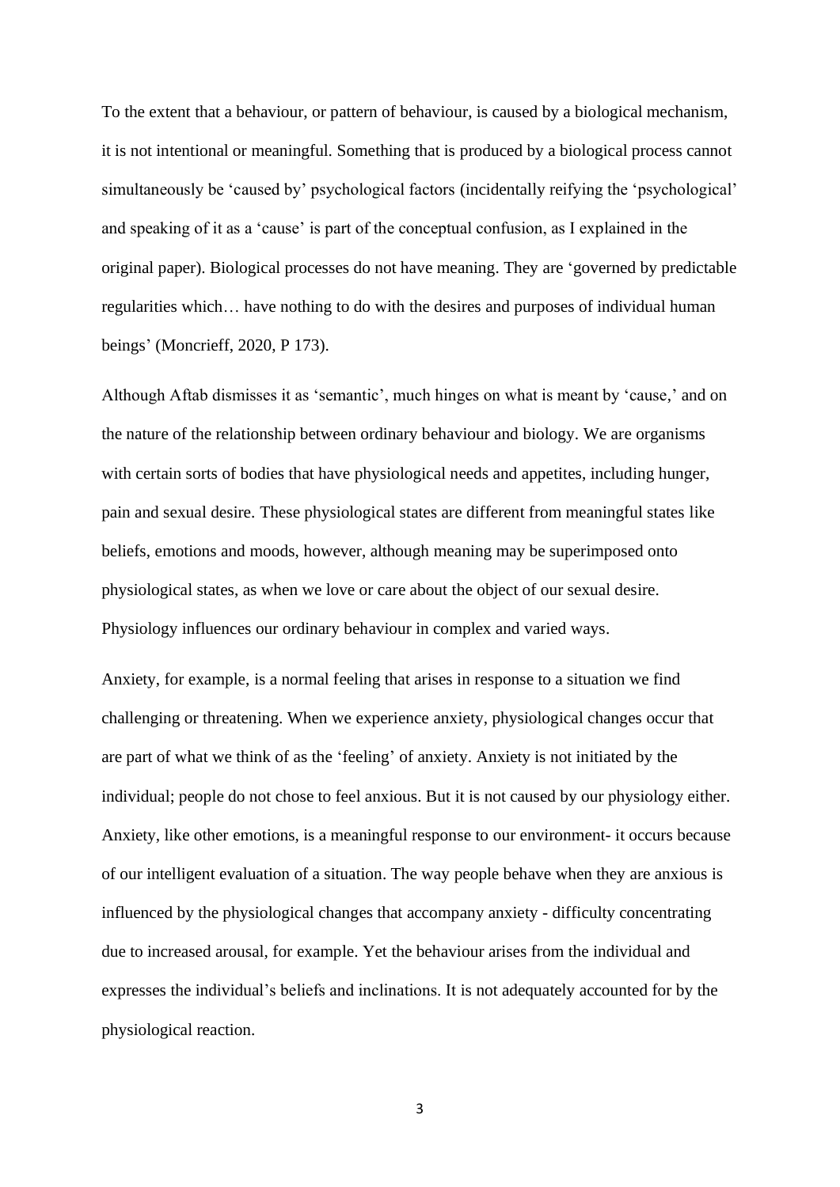To the extent that a behaviour, or pattern of behaviour, is caused by a biological mechanism, it is not intentional or meaningful. Something that is produced by a biological process cannot simultaneously be 'caused by' psychological factors (incidentally reifying the 'psychological' and speaking of it as a 'cause' is part of the conceptual confusion, as I explained in the original paper). Biological processes do not have meaning. They are 'governed by predictable regularities which… have nothing to do with the desires and purposes of individual human beings' (Moncrieff, 2020, P 173).

Although Aftab dismisses it as 'semantic', much hinges on what is meant by 'cause,' and on the nature of the relationship between ordinary behaviour and biology. We are organisms with certain sorts of bodies that have physiological needs and appetites, including hunger, pain and sexual desire. These physiological states are different from meaningful states like beliefs, emotions and moods, however, although meaning may be superimposed onto physiological states, as when we love or care about the object of our sexual desire. Physiology influences our ordinary behaviour in complex and varied ways.

Anxiety, for example, is a normal feeling that arises in response to a situation we find challenging or threatening. When we experience anxiety, physiological changes occur that are part of what we think of as the 'feeling' of anxiety. Anxiety is not initiated by the individual; people do not chose to feel anxious. But it is not caused by our physiology either. Anxiety, like other emotions, is a meaningful response to our environment- it occurs because of our intelligent evaluation of a situation. The way people behave when they are anxious is influenced by the physiological changes that accompany anxiety - difficulty concentrating due to increased arousal, for example. Yet the behaviour arises from the individual and expresses the individual's beliefs and inclinations. It is not adequately accounted for by the physiological reaction.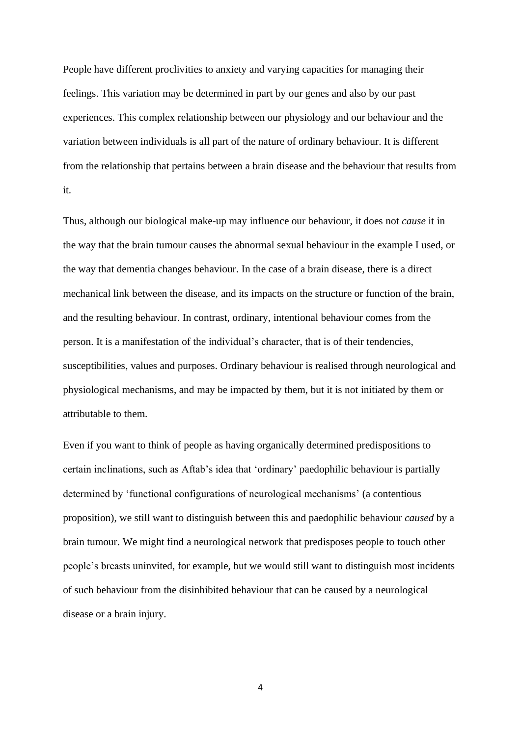People have different proclivities to anxiety and varying capacities for managing their feelings. This variation may be determined in part by our genes and also by our past experiences. This complex relationship between our physiology and our behaviour and the variation between individuals is all part of the nature of ordinary behaviour. It is different from the relationship that pertains between a brain disease and the behaviour that results from it.

Thus, although our biological make-up may influence our behaviour, it does not *cause* it in the way that the brain tumour causes the abnormal sexual behaviour in the example I used, or the way that dementia changes behaviour. In the case of a brain disease, there is a direct mechanical link between the disease, and its impacts on the structure or function of the brain, and the resulting behaviour. In contrast, ordinary, intentional behaviour comes from the person. It is a manifestation of the individual's character, that is of their tendencies, susceptibilities, values and purposes. Ordinary behaviour is realised through neurological and physiological mechanisms, and may be impacted by them, but it is not initiated by them or attributable to them.

Even if you want to think of people as having organically determined predispositions to certain inclinations, such as Aftab's idea that 'ordinary' paedophilic behaviour is partially determined by 'functional configurations of neurological mechanisms' (a contentious proposition), we still want to distinguish between this and paedophilic behaviour *caused* by a brain tumour. We might find a neurological network that predisposes people to touch other people's breasts uninvited, for example, but we would still want to distinguish most incidents of such behaviour from the disinhibited behaviour that can be caused by a neurological disease or a brain injury.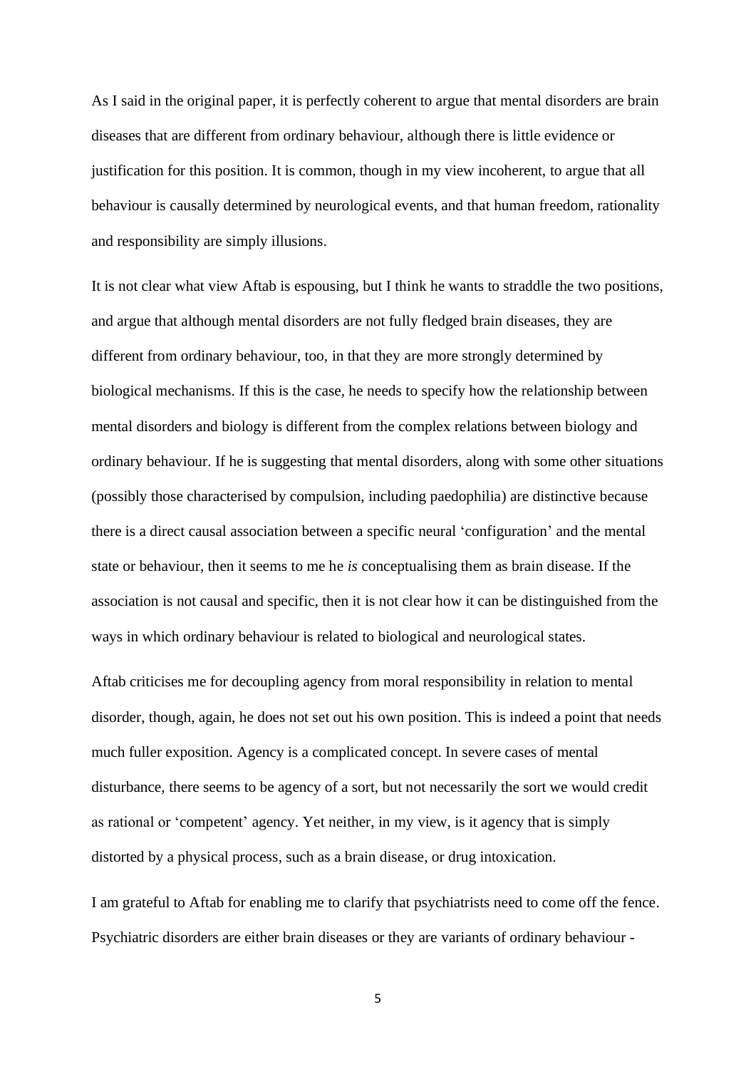As I said in the original paper, it is perfectly coherent to argue that mental disorders are brain diseases that are different from ordinary behaviour, although there is little evidence or justification for this position. It is common, though in my view incoherent, to argue that all behaviour is causally determined by neurological events, and that human freedom, rationality and responsibility are simply illusions.

It is not clear what view Aftab is espousing, but I think he wants to straddle the two positions, and argue that although mental disorders are not fully fledged brain diseases, they are different from ordinary behaviour, too, in that they are more strongly determined by biological mechanisms. If this is the case, he needs to specify how the relationship between mental disorders and biology is different from the complex relations between biology and ordinary behaviour. If he is suggesting that mental disorders, along with some other situations (possibly those characterised by compulsion, including paedophilia) are distinctive because there is a direct causal association between a specific neural 'configuration' and the mental state or behaviour, then it seems to me he *is* conceptualising them as brain disease. If the association is not causal and specific, then it is not clear how it can be distinguished from the ways in which ordinary behaviour is related to biological and neurological states.

Aftab criticises me for decoupling agency from moral responsibility in relation to mental disorder, though, again, he does not set out his own position. This is indeed a point that needs much fuller exposition. Agency is a complicated concept. In severe cases of mental disturbance, there seems to be agency of a sort, but not necessarily the sort we would credit as rational or 'competent' agency. Yet neither, in my view, is it agency that is simply distorted by a physical process, such as a brain disease, or drug intoxication.

I am grateful to Aftab for enabling me to clarify that psychiatrists need to come off the fence. Psychiatric disorders are either brain diseases or they are variants of ordinary behaviour -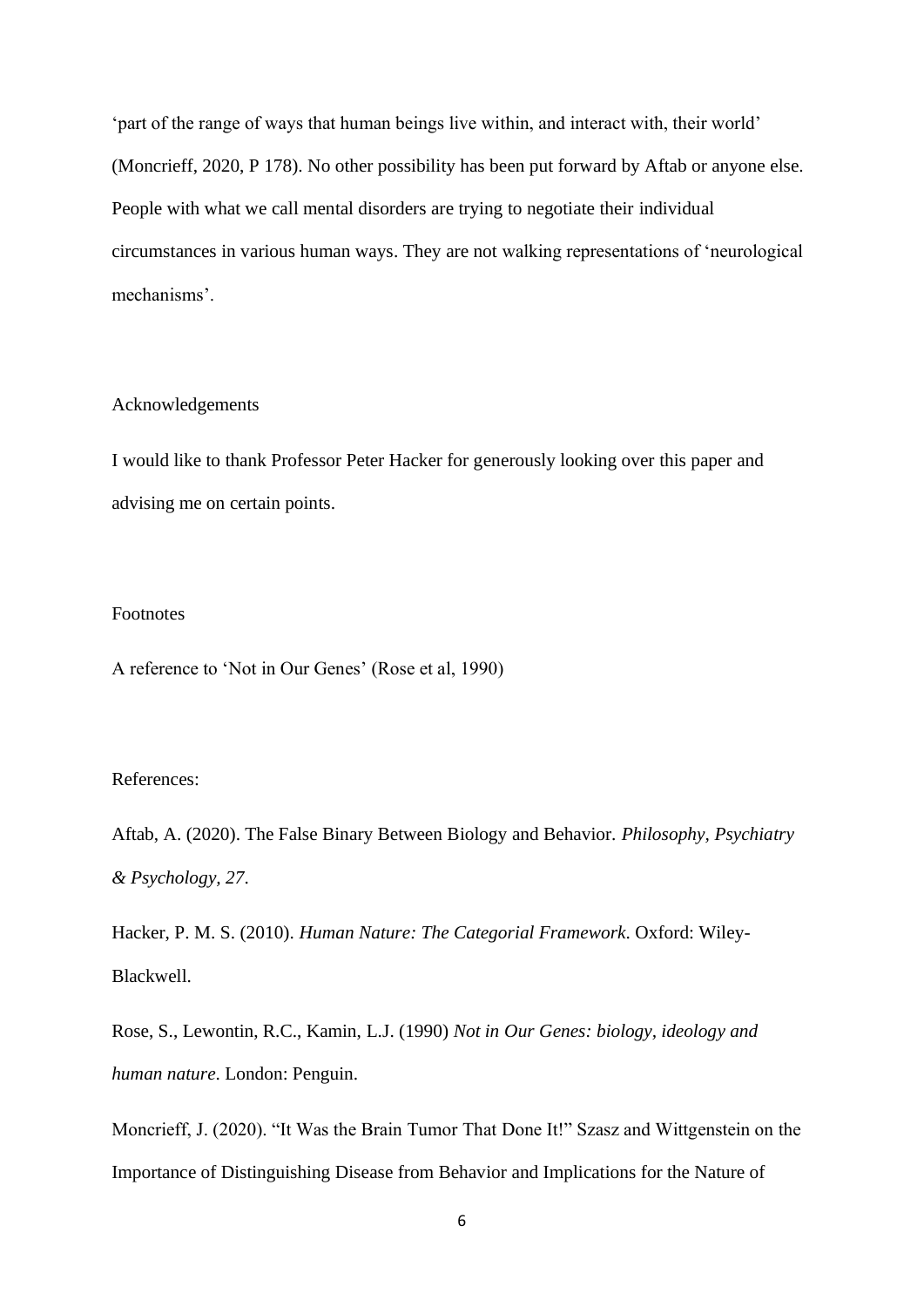'part of the range of ways that human beings live within, and interact with, their world' (Moncrieff, 2020, P 178). No other possibility has been put forward by Aftab or anyone else. People with what we call mental disorders are trying to negotiate their individual circumstances in various human ways. They are not walking representations of 'neurological mechanisms'.

Acknowledgements

I would like to thank Professor Peter Hacker for generously looking over this paper and advising me on certain points.

Footnotes

A reference to 'Not in Our Genes' (Rose et al, 1990)

References:

Aftab, A. (2020). The False Binary Between Biology and Behavior. *Philosophy, Psychiatry & Psychology, 27*.

Hacker, P. M. S. (2010). *Human Nature: The Categorial Framework*. Oxford: Wiley-Blackwell.

Rose, S., Lewontin, R.C., Kamin, L.J. (1990) *Not in Our Genes: biology, ideology and human nature*. London: Penguin.

Moncrieff, J. (2020). "It Was the Brain Tumor That Done It!" Szasz and Wittgenstein on the Importance of Distinguishing Disease from Behavior and Implications for the Nature of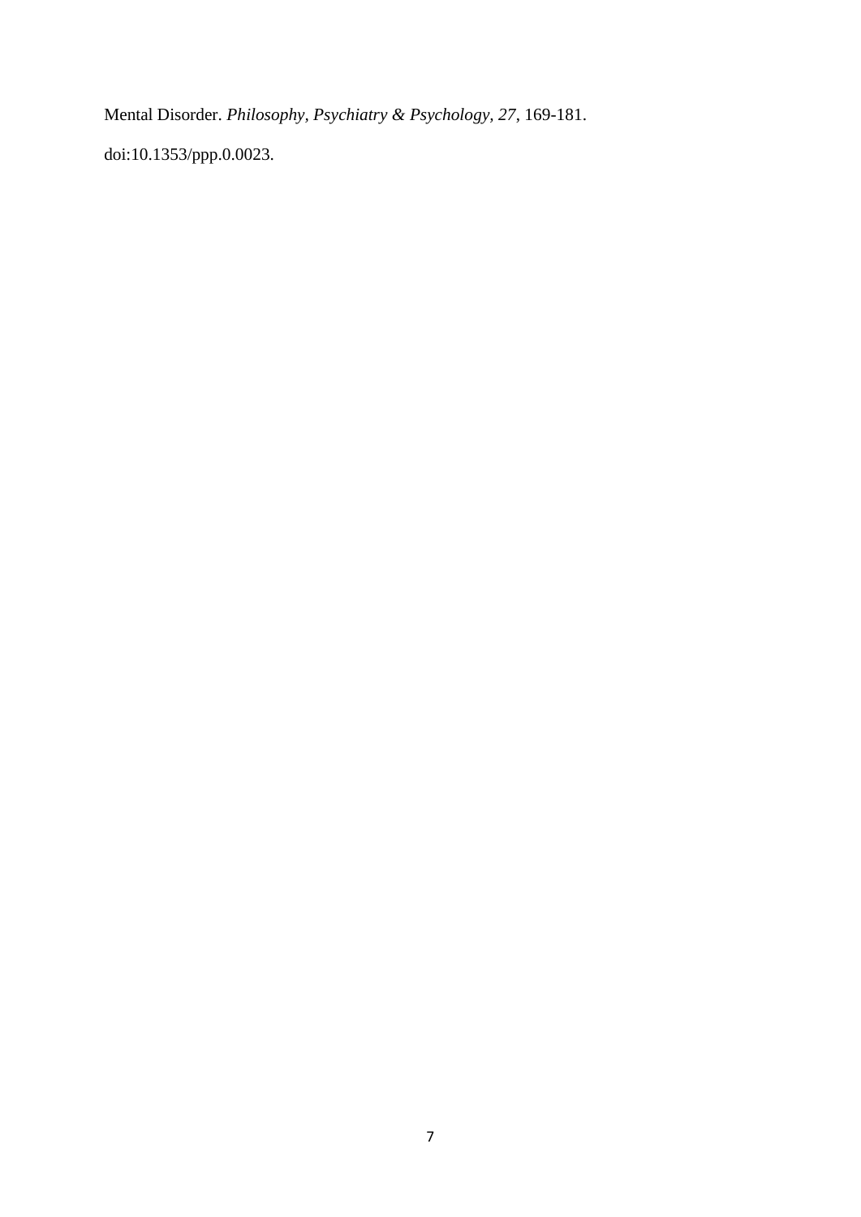Mental Disorder. *Philosophy, Psychiatry & Psychology, 27*, 169-181.

doi:10.1353/ppp.0.0023.